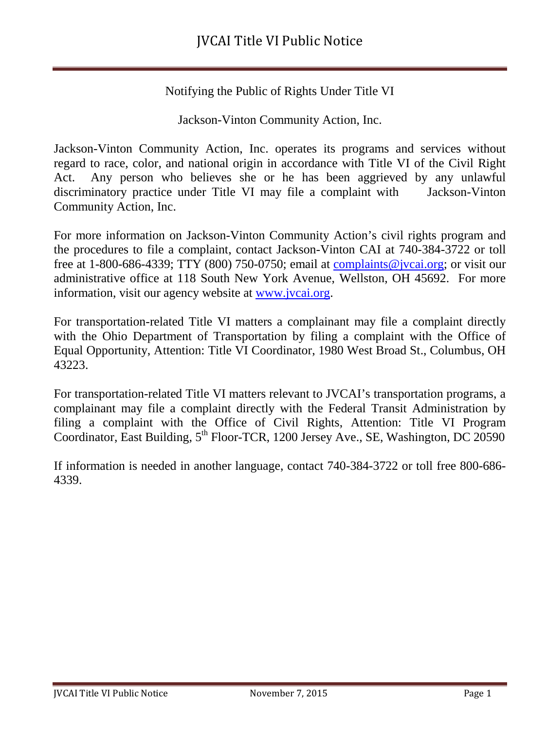# JVCAI Title VI Public Notice

Notifying the Public of Rights Under Title VI

Jackson-Vinton Community Action, Inc.

Jackson-Vinton Community Action, Inc. operates its programs and services without regard to race, color, and national origin in accordance with Title VI of the Civil Right Act. Any person who believes she or he has been aggrieved by any unlawful discriminatory practice under Title VI may file a complaint with Jackson-Vinton Community Action, Inc.

For more information on Jackson-Vinton Community Action's civil rights program and the procedures to file a complaint, contact Jackson-Vinton CAI at 740-384-3722 or toll free at 1-800-686-4339; TTY (800) 750-0750; email at complaints@jvcai.org; or visit our administrative office at 118 South New York Avenue, Wellston, OH 45692. For more information, visit our agency website at www.jvcai.org.

For transportation-related Title VI matters a complainant may file a complaint directly with the Ohio Department of Transportation by filing a complaint with the Office of Equal Opportunity, Attention: Title VI Coordinator, 1980 West Broad St., Columbus, OH 43223.

For transportation-related Title VI matters relevant to JVCAI's transportation programs, a complainant may file a complaint directly with the Federal Transit Administration by filing a complaint with the Office of Civil Rights, Attention: Title VI Program Coordinator, East Building, 5th Floor-TCR, 1200 Jersey Ave., SE, Washington, DC 20590

If information is needed in another language, contact 740-384-3722 or toll free 800-686-4339.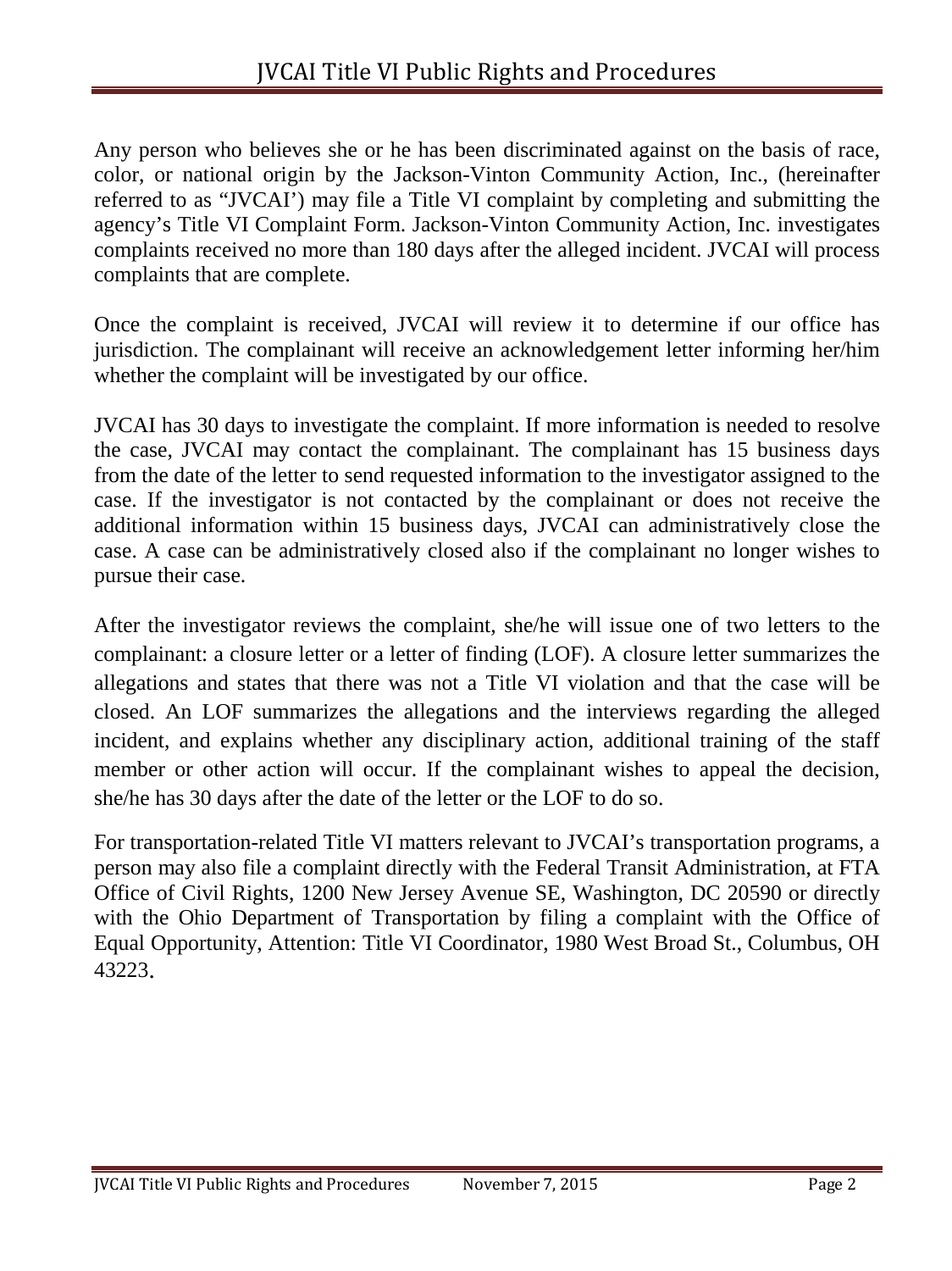Any person who believes she or he has been discriminated against on the basis of race, color, or national origin by the Jackson-Vinton Community Action, Inc., (hereinafter referred to as "JVCAI') may file a Title VI complaint by completing and submitting the agency's Title VI Complaint Form. Jackson-Vinton Community Action, Inc. investigates complaints received no more than 180 days after the alleged incident. JVCAI will process complaints that are complete.

Once the complaint is received, JVCAI will review it to determine if our office has jurisdiction. The complainant will receive an acknowledgement letter informing her/him whether the complaint will be investigated by our office.

JVCAI has 30 days to investigate the complaint. If more information is needed to resolve the case, JVCAI may contact the complainant. The complainant has 15 business days from the date of the letter to send requested information to the investigator assigned to the case. If the investigator is not contacted by the complainant or does not receive the additional information within 15 business days, JVCAI can administratively close the case. A case can be administratively closed also if the complainant no longer wishes to pursue their case.

After the investigator reviews the complaint, she/he will issue one of two letters to the complainant: a closure letter or a letter of finding (LOF). A closure letter summarizes the allegations and states that there was not a Title VI violation and that the case will be closed. An LOF summarizes the allegations and the interviews regarding the alleged incident, and explains whether any disciplinary action, additional training of the staff member or other action will occur. If the complainant wishes to appeal the decision, she/he has 30 days after the date of the letter or the LOF to do so.

For transportation-related Title VI matters relevant to JVCAI's transportation programs, a person may also file a complaint directly with the Federal Transit Administration, at FTA Office of Civil Rights, 1200 New Jersey Avenue SE, Washington, DC 20590 or directly with the Ohio Department of Transportation by filing a complaint with the Office of Equal Opportunity, Attention: Title VI Coordinator, 1980 West Broad St., Columbus, OH 43223.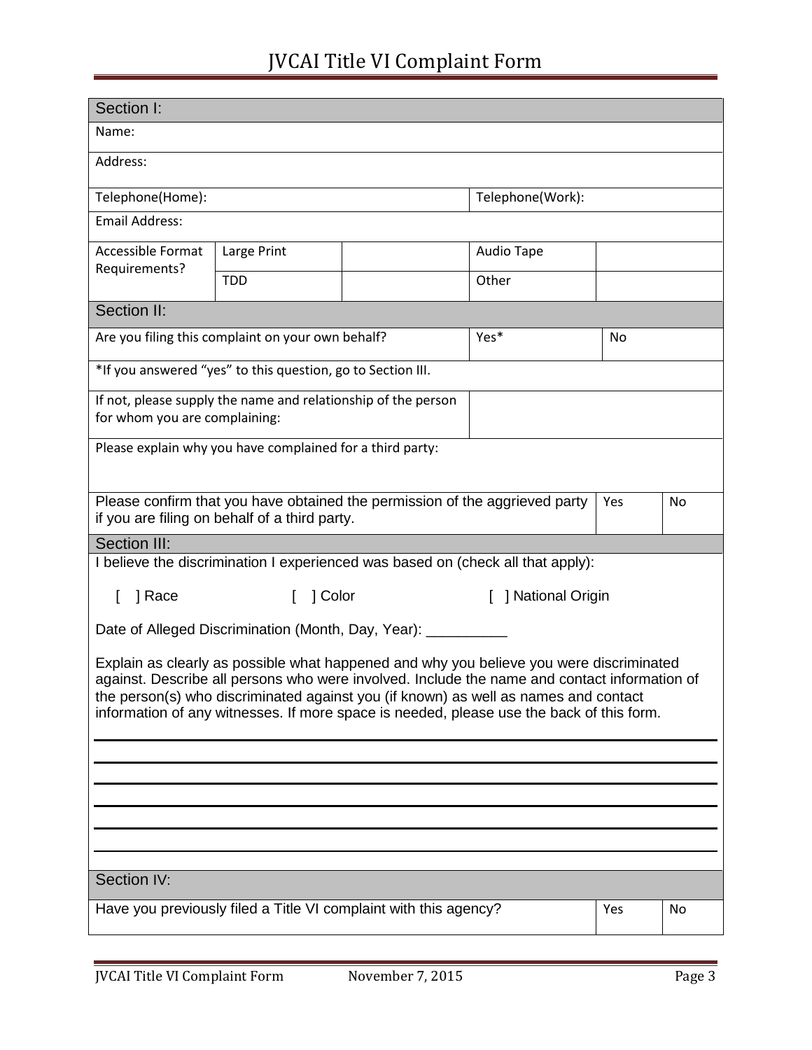# JVCAI Title VI Complaint Form

| Section I: | | | | | |
|---|---|---|---|---|---|
| Name: | | | | | |
| Address: | | | | | |
| Telephone(Home): | | | Telephone(Work): | | |
| Email Address: | | | | | |
| Accessible Format Requirements? | Large Print | | Audio Tape | | |
| | TDD | | Other | | |

| Section II: | | | |
|---|---|---|---|
| Are you filing this complaint on your own behalf? | | Yes* | No |
| *If you answered "yes" to this question, go to Section III. | | | |
| If not, please supply the name and relationship of the person for whom you are complaining: | | | |
| Please explain why you have complained for a third party: | | | |
| Please confirm that you have obtained the permission of the aggrieved party if you are filing on behalf of a third party. | | Yes | No |

**Section III:**

I believe the discrimination I experienced was based on (check all that apply):

[ ] Race [ ] Color [ ] National Origin

Date of Alleged Discrimination (Month, Day, Year): __________

Explain as clearly as possible what happened and why you believe you were discriminated against. Describe all persons who were involved. Include the name and contact information of the person(s) who discriminated against you (if known) as well as names and contact information of any witnesses. If more space is needed, please use the back of this form.

______________________________________________________________________

______________________________________________________________________

______________________________________________________________________

______________________________________________________________________

______________________________________________________________________

______________________________________________________________________

| Section IV: | | |
|---|---|---|
| Have you previously filed a Title VI complaint with this agency? | Yes | No |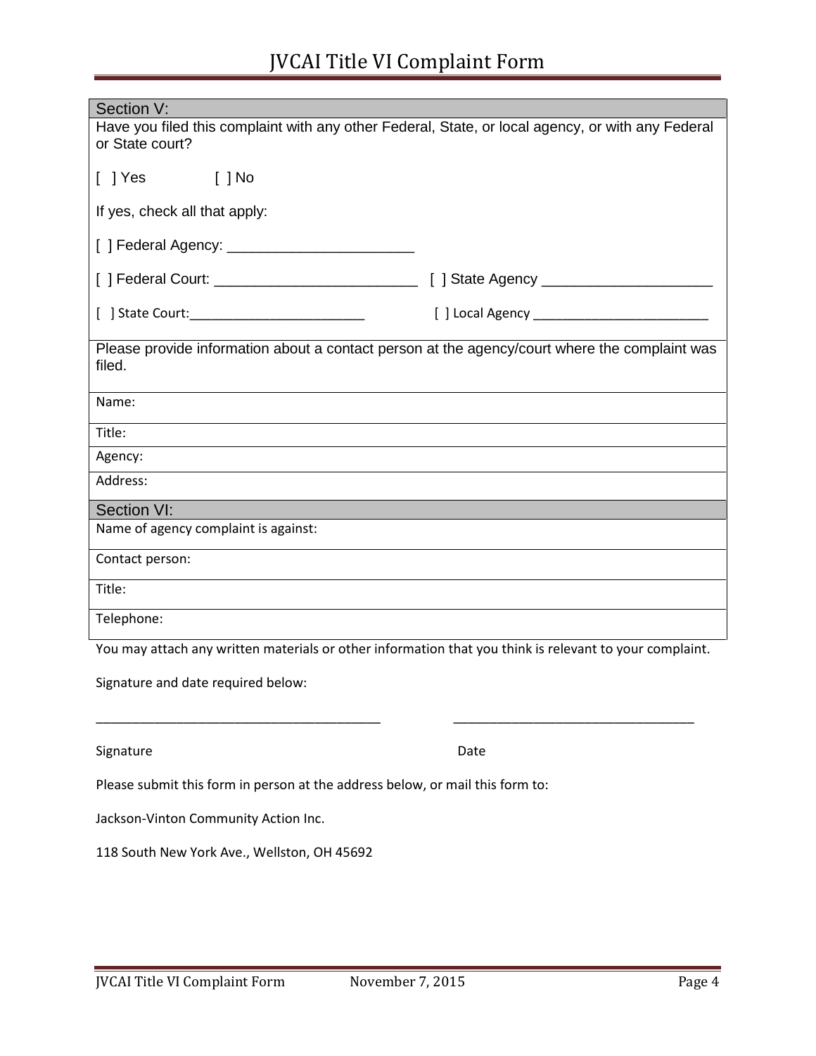# JVCAI Title VI Complaint Form

## Section V:

Have you filed this complaint with any other Federal, State, or local agency, or with any Federal or State court?

[ ] Yes [ ] No

If yes, check all that apply:

[ ] Federal Agency: _______________________

[ ] Federal Court: _________________________ [ ] State Agency _____________________

[ ] State Court:_________________________ [ ] Local Agency _________________________

Please provide information about a contact person at the agency/court where the complaint was filed.

Name:

Title:

Agency:

Address:

## Section VI:

Name of agency complaint is against:

Contact person:

Title:

Telephone:

You may attach any written materials or other information that you think is relevant to your complaint.

Signature and date required below:

_______________________________________ _________________________________

Signature Date

Please submit this form in person at the address below, or mail this form to:

Jackson-Vinton Community Action Inc.

118 South New York Ave., Wellston, OH 45692